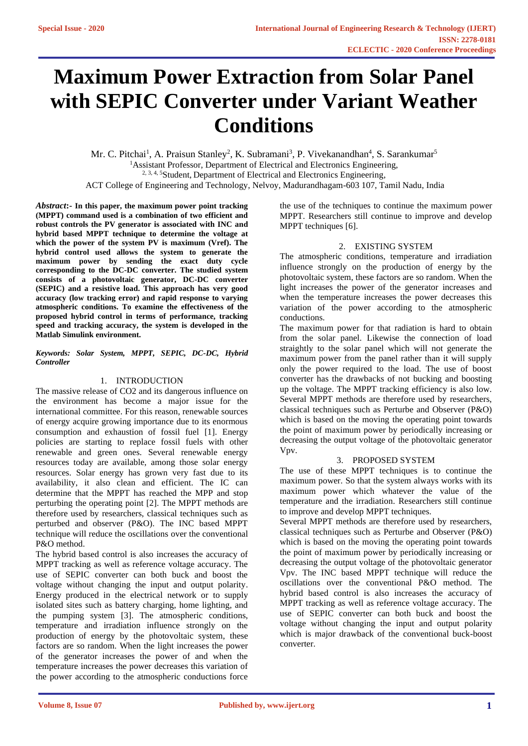# Maximum Power Extraction from Solar Panel with SEPIC Converter under Variant Weather Conditions

Mr. C. Pitchai[1], A. Praisun Stanley[2], K. Subramani[3], P. Vivekanandhan[4], S. Sarankumar[5]

[1]Assistant Professor, Department of Electrical and Electronics Engineering,

[2, 3, 4, 5]Student, Department of Electrical and Electronics Engineering,

ACT College of Engineering and Technology, Nelvoy, Madurandhagam-603 107, Tamil Nadu, India

***Abstract*:- In this paper, the maximum power point tracking (MPPT) command used is a combination of two efficient and robust controls the PV generator is associated with INC and hybrid based MPPT technique to determine the voltage at which the power of the system PV is maximum (Vref). The hybrid control used allows the system to generate the maximum power by sending the exact duty cycle corresponding to the DC-DC converter. The studied system consists of a photovoltaic generator, DC-DC converter (SEPIC) and a resistive load. This approach has very good accuracy (low tracking error) and rapid response to varying atmospheric conditions. To examine the effectiveness of the proposed hybrid control in terms of performance, tracking speed and tracking accuracy, the system is developed in the Matlab Simulink environment.**

***Keywords: Solar System, MPPT, SEPIC, DC-DC, Hybrid Controller***

## 1. INTRODUCTION

The massive release of $CO_2$ and its dangerous influence on the environment has become a major issue for the international committee. For this reason, renewable sources of energy acquire growing importance due to its enormous consumption and exhaustion of fossil fuel [1]. Energy policies are starting to replace fossil fuels with other renewable and green ones. Several renewable energy resources today are available, among those solar energy resources. Solar energy has grown very fast due to its availability, it also clean and efficient. The IC can determine that the MPPT has reached the MPP and stop perturbing the operating point [2]. The MPPT methods are therefore used by researchers, classical techniques such as perturbed and observer (P&O). The INC based MPPT technique will reduce the oscillations over the conventional P&O method.

The hybrid based control is also increases the accuracy of MPPT tracking as well as reference voltage accuracy. The use of SEPIC converter can both buck and boost the voltage without changing the input and output polarity. Energy produced in the electrical network or to supply isolated sites such as battery charging, home lighting, and the pumping system [3]. The atmospheric conditions, temperature and irradiation influence strongly on the production of energy by the photovoltaic system, these factors are so random. When the light increases the power of the generator increases the power of and when the temperature increases the power decreases this variation of the power according to the atmospheric conductions force the use of the techniques to continue the maximum power MPPT. Researchers still continue to improve and develop MPPT techniques [6].

## 2. EXISTING SYSTEM

The atmospheric conditions, temperature and irradiation influence strongly on the production of energy by the photovoltaic system, these factors are so random. When the light increases the power of the generator increases and when the temperature increases the power decreases this variation of the power according to the atmospheric conductions.

The maximum power for that radiation is hard to obtain from the solar panel. Likewise the connection of load straightly to the solar panel which will not generate the maximum power from the panel rather than it will supply only the power required to the load. The use of boost converter has the drawbacks of not bucking and boosting up the voltage. The MPPT tracking efficiency is also low. Several MPPT methods are therefore used by researchers, classical techniques such as Perturbe and Observer (P&O) which is based on the moving the operating point towards the point of maximum power by periodically increasing or decreasing the output voltage of the photovoltaic generator Vpv.

## 3. PROPOSED SYSTEM

The use of these MPPT techniques is to continue the maximum power. So that the system always works with its maximum power which whatever the value of the temperature and the irradiation. Researchers still continue to improve and develop MPPT techniques.

Several MPPT methods are therefore used by researchers, classical techniques such as Perturbe and Observer (P&O) which is based on the moving the operating point towards the point of maximum power by periodically increasing or decreasing the output voltage of the photovoltaic generator Vpv. The INC based MPPT technique will reduce the oscillations over the conventional P&O method. The hybrid based control is also increases the accuracy of MPPT tracking as well as reference voltage accuracy. The use of SEPIC converter can both buck and boost the voltage without changing the input and output polarity which is major drawback of the conventional buck-boost converter.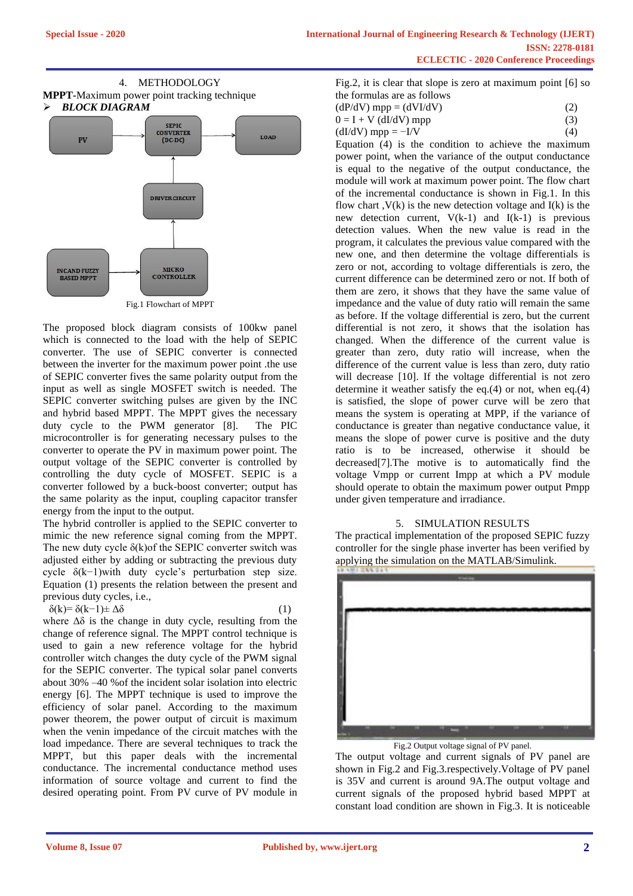## 4. METHODOLOGY

**MPPT**-Maximum power point tracking technique

➢ ***BLOCK DIAGRAM***

Fig.1 Flowchart of MPPT

The proposed block diagram consists of 100kw panel which is connected to the load with the help of SEPIC converter. The use of SEPIC converter is connected between the inverter for the maximum power point .the use of SEPIC converter fives the same polarity output from the input as well as single MOSFET switch is needed. The SEPIC converter switching pulses are given by the INC and hybrid based MPPT. The MPPT gives the necessary duty cycle to the PWM generator [8]. The PIC microcontroller is for generating necessary pulses to the converter to operate the PV in maximum power point. The output voltage of the SEPIC converter is controlled by controlling the duty cycle of MOSFET. SEPIC is a converter followed by a buck-boost converter; output has the same polarity as the input, coupling capacitor transfer energy from the input to the output.

The hybrid controller is applied to the SEPIC converter to mimic the new reference signal coming from the MPPT. The new duty cycle δ(k)of the SEPIC converter switch was adjusted either by adding or subtracting the previous duty cycle δ(k−1)with duty cycle's perturbation step size. Equation (1) presents the relation between the present and previous duty cycles, i.e.,

$$\delta(k) = \delta(k-1) \pm \Delta\delta \quad (1)$$

where Δδ is the change in duty cycle, resulting from the change of reference signal. The MPPT control technique is used to gain a new reference voltage for the hybrid controller witch changes the duty cycle of the PWM signal for the SEPIC converter. The typical solar panel converts about 30% –40 %of the incident solar isolation into electric energy [6]. The MPPT technique is used to improve the efficiency of solar panel. According to the maximum power theorem, the power output of circuit is maximum when the venin impedance of the circuit matches with the load impedance. There are several techniques to track the MPPT, but this paper deals with the incremental conductance. The incremental conductance method uses information of source voltage and current to find the desired operating point. From PV curve of PV module in Fig.2, it is clear that slope is zero at maximum point [6] so the formulas are as follows

$$(dP/dV)\ mpp = (dVI/dV) \quad (2)$$

$$0 = I + V\ (dI/dV)\ mpp \quad (3)$$

$$(dI/dV)\ mpp = -I/V \quad (4)$$

Equation (4) is the condition to achieve the maximum power point, when the variance of the output conductance is equal to the negative of the output conductance, the module will work at maximum power point. The flow chart of the incremental conductance is shown in Fig.1. In this flow chart ,V(k) is the new detection voltage and I(k) is the new detection current, V(k-1) and I(k-1) is previous detection values. When the new value is read in the program, it calculates the previous value compared with the new one, and then determine the voltage differentials is zero or not, according to voltage differentials is zero, the current difference can be determined zero or not. If both of them are zero, it shows that they have the same value of impedance and the value of duty ratio will remain the same as before. If the voltage differential is zero, but the current differential is not zero, it shows that the isolation has changed. When the difference of the current value is greater than zero, duty ratio will increase, when the difference of the current value is less than zero, duty ratio will decrease [10]. If the voltage differential is not zero determine it weather satisfy the eq.(4) or not, when eq.(4) is satisfied, the slope of power curve will be zero that means the system is operating at MPP, if the variance of conductance is greater than negative conductance value, it means the slope of power curve is positive and the duty ratio is to be increased, otherwise it should be decreased[7].The motive is to automatically find the voltage Vmpp or current Impp at which a PV module should operate to obtain the maximum power output Pmpp under given temperature and irradiance.

## 5. SIMULATION RESULTS

The practical implementation of the proposed SEPIC fuzzy controller for the single phase inverter has been verified by applying the simulation on the MATLAB/Simulink.

Fig.2 Output voltage signal of PV panel.

The output voltage and current signals of PV panel are shown in Fig.2 and Fig.3.respectively.Voltage of PV panel is 35V and current is around 9A.The output voltage and current signals of the proposed hybrid based MPPT at constant load condition are shown in Fig.3. It is noticeable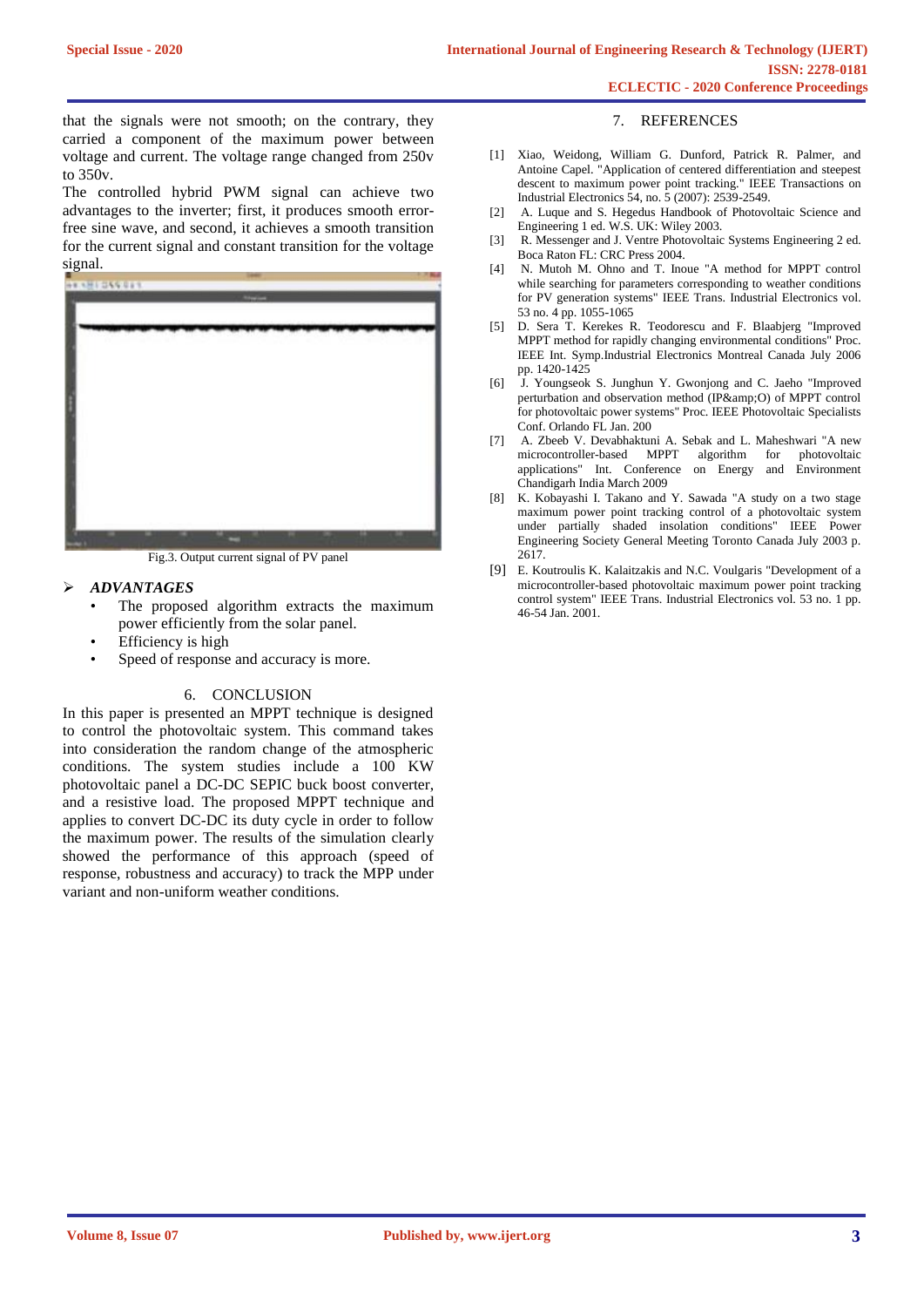that the signals were not smooth; on the contrary, they carried a component of the maximum power between voltage and current. The voltage range changed from 250v to 350v.

The controlled hybrid PWM signal can achieve two advantages to the inverter; first, it produces smooth error-free sine wave, and second, it achieves a smooth transition for the current signal and constant transition for the voltage signal.

Fig.3. Output current signal of PV panel

### ➢ *ADVANTAGES*

- The proposed algorithm extracts the maximum power efficiently from the solar panel.
- Efficiency is high
- Speed of response and accuracy is more.

## 6. CONCLUSION

In this paper is presented an MPPT technique is designed to control the photovoltaic system. This command takes into consideration the random change of the atmospheric conditions. The system studies include a 100 KW photovoltaic panel a DC-DC SEPIC buck boost converter, and a resistive load. The proposed MPPT technique and applies to convert DC-DC its duty cycle in order to follow the maximum power. The results of the simulation clearly showed the performance of this approach (speed of response, robustness and accuracy) to track the MPP under variant and non-uniform weather conditions.

## 7. REFERENCES

[1] Xiao, Weidong, William G. Dunford, Patrick R. Palmer, and Antoine Capel. "Application of centered differentiation and steepest descent to maximum power point tracking." IEEE Transactions on Industrial Electronics 54, no. 5 (2007): 2539-2549.

[2] A. Luque and S. Hegedus Handbook of Photovoltaic Science and Engineering 1 ed. W.S. UK: Wiley 2003.

[3] R. Messenger and J. Ventre Photovoltaic Systems Engineering 2 ed. Boca Raton FL: CRC Press 2004.

[4] N. Mutoh M. Ohno and T. Inoue "A method for MPPT control while searching for parameters corresponding to weather conditions for PV generation systems" IEEE Trans. Industrial Electronics vol. 53 no. 4 pp. 1055-1065

[5] D. Sera T. Kerekes R. Teodorescu and F. Blaabjerg "Improved MPPT method for rapidly changing environmental conditions" Proc. IEEE Int. Symp.Industrial Electronics Montreal Canada July 2006 pp. 1420-1425

[6] J. Youngseok S. Junghun Y. Gwonjong and C. Jaeho "Improved perturbation and observation method (IP&amp;O) of MPPT control for photovoltaic power systems" Proc. IEEE Photovoltaic Specialists Conf. Orlando FL Jan. 200

[7] A. Zbeeb V. Devabhaktuni A. Sebak and L. Maheshwari "A new microcontroller-based MPPT algorithm for photovoltaic applications" Int. Conference on Energy and Environment Chandigarh India March 2009

[8] K. Kobayashi I. Takano and Y. Sawada "A study on a two stage maximum power point tracking control of a photovoltaic system under partially shaded insolation conditions" IEEE Power Engineering Society General Meeting Toronto Canada July 2003 p. 2617.

[9] E. Koutroulis K. Kalaitzakis and N.C. Voulgaris "Development of a microcontroller-based photovoltaic maximum power point tracking control system" IEEE Trans. Industrial Electronics vol. 53 no. 1 pp. 46-54 Jan. 2001.